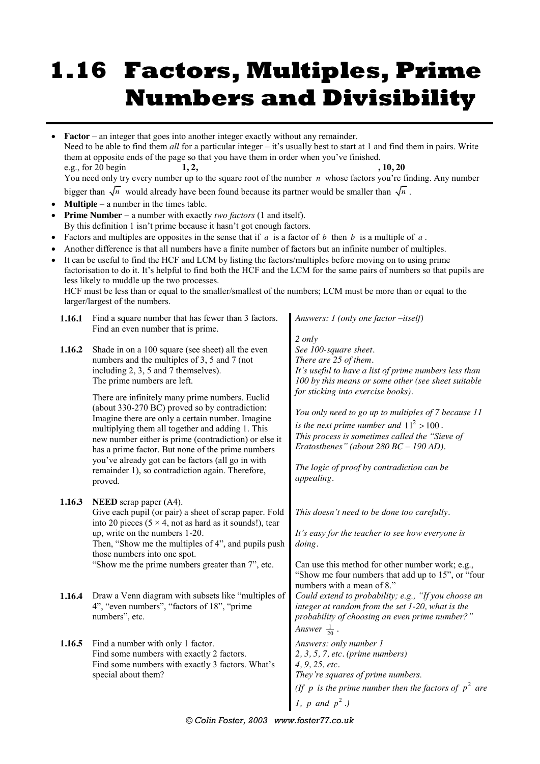# 1.16 Factors, Multiples, Prime Numbers and Divisibility

- **Factor** – an integer that goes into another integer exactly without any remainder.
  Need to be able to find them *all* for a particular integer – it's usually best to start at 1 and find them in pairs. Write them at opposite ends of the page so that you have them in order when you've finished.
  e.g., for 20 begin **1, 2, , 10, 20**
  You need only try every number up to the square root of the number $n$ whose factors you're finding. Any number bigger than $\sqrt{n}$ would already have been found because its partner would be smaller than $\sqrt{n}$.
- **Multiple** – a number in the times table.
- **Prime Number** – a number with exactly *two factors* (1 and itself).
  By this definition 1 isn't prime because it hasn't got enough factors.
- Factors and multiples are opposites in the sense that if $a$ is a factor of $b$ then $b$ is a multiple of $a$.
- Another difference is that all numbers have a finite number of factors but an infinite number of multiples.
- It can be useful to find the HCF and LCM by listing the factors/multiples before moving on to using prime factorisation to do it. It's helpful to find both the HCF and the LCM for the same pairs of numbers so that pupils are less likely to muddle up the two processes.
  HCF must be less than or equal to the smaller/smallest of the numbers; LCM must be more than or equal to the larger/largest of the numbers.

| | | |
|---|---|---|
| **1.16.1** | Find a square number that has fewer than 3 factors.<br>Find an even number that is prime. | *Answers: 1 (only one factor –itself)*<br><br>*2 only* |
| **1.16.2** | Shade in on a 100 square (see sheet) all the even numbers and the multiples of 3, 5 and 7 (not including 2, 3, 5 and 7 themselves).<br>The prime numbers are left.<br><br>There are infinitely many prime numbers. Euclid (about 330-270 BC) proved so by contradiction: Imagine there are only a certain number. Imagine multiplying them all together and adding 1. This new number either is prime (contradiction) or else it has a prime factor. But none of the prime numbers you've already got can be factors (all go in with remainder 1), so contradiction again. Therefore, proved. | *See 100-square sheet.*<br>*There are 25 of them.*<br>*It's useful to have a list of prime numbers less than 100 by this means or some other (see sheet suitable for sticking into exercise books).*<br><br>*You only need to go up to multiples of 7 because 11 is the next prime number and* $11^2 > 100$.<br>*This process is sometimes called the "Sieve of Eratosthenes" (about 280 BC – 190 AD).*<br><br>*The logic of proof by contradiction can be appealing.* |
| **1.16.3** | **NEED** scrap paper (A4).<br>Give each pupil (or pair) a sheet of scrap paper. Fold into 20 pieces ($5 \times 4$, not as hard as it sounds!), tear up, write on the numbers 1-20.<br>Then, "Show me the multiples of 4", and pupils push those numbers into one spot.<br>"Show me the prime numbers greater than 7", etc. | *This doesn't need to be done too carefully.*<br><br>*It's easy for the teacher to see how everyone is doing.*<br><br>Can use this method for other number work; e.g., "Show me four numbers that add up to 15", or "four numbers with a mean of 8." |
| **1.16.4** | Draw a Venn diagram with subsets like "multiples of 4", "even numbers", "factors of 18", "prime numbers", etc. | *Could extend to probability; e.g., "If you choose an integer at random from the set 1-20, what is the probability of choosing an even prime number?"*<br>*Answer* $\frac{1}{20}$. |
| **1.16.5** | Find a number with only 1 factor.<br>Find some numbers with exactly 2 factors.<br>Find some numbers with exactly 3 factors. What's special about them? | *Answers: only number 1*<br>*2, 3, 5, 7, etc. (prime numbers)*<br>*4, 9, 25, etc.*<br>*They're squares of prime numbers.*<br>*(If* $p$ *is the prime number then the factors of* $p^2$ *are 1,* $p$ *and* $p^2$*.)* |

© Colin Foster, 2003 www.foster77.co.uk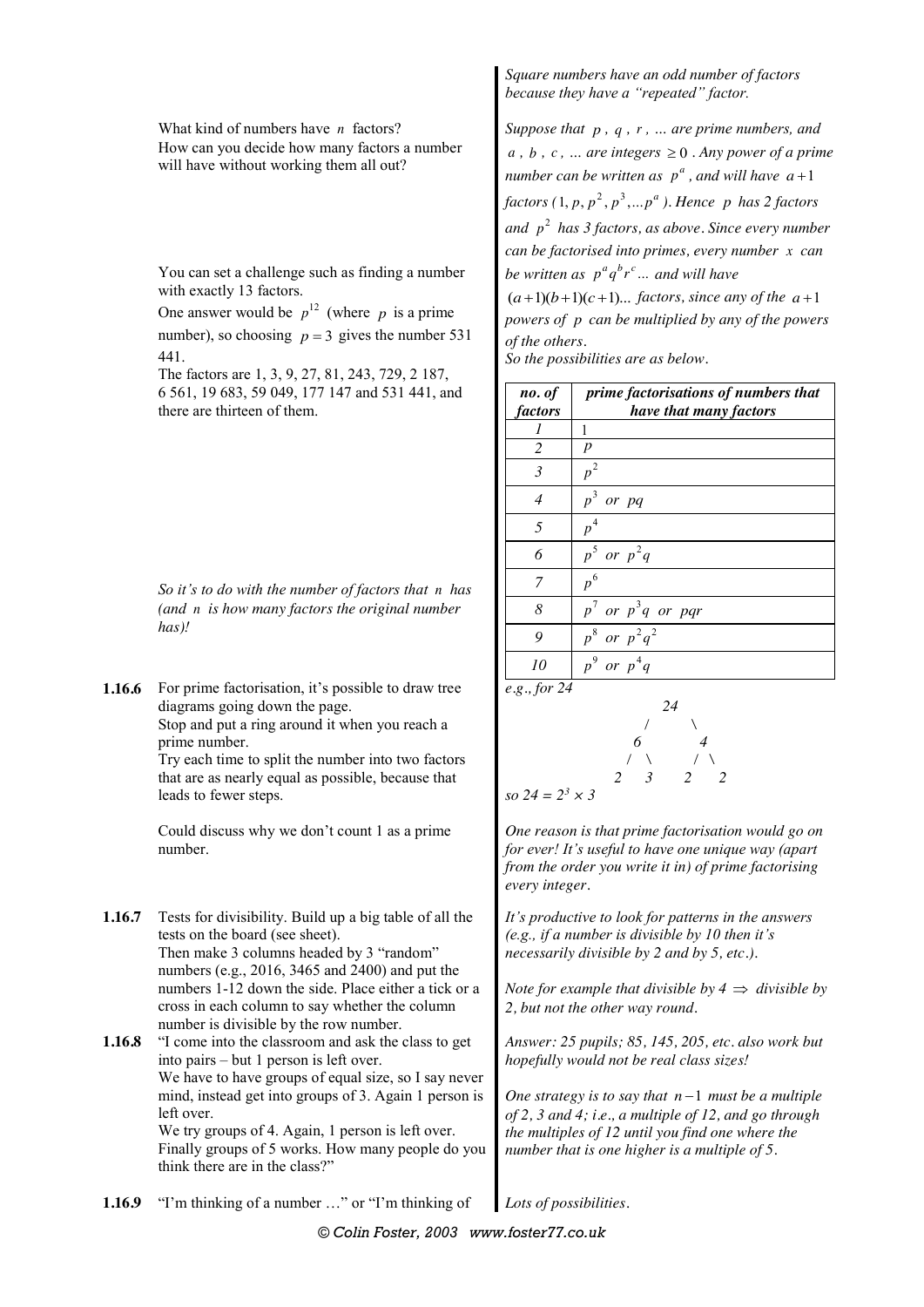What kind of numbers have $n$ factors?
How can you decide how many factors a number will have without working them all out?

*Square numbers have an odd number of factors because they have a "repeated" factor.*

*Suppose that $p$, $q$, $r$, … are prime numbers, and $a$, $b$, $c$, … are integers $\geq 0$. Any power of a prime number can be written as $p^a$, and will have $a+1$ factors ($1, p, p^2, p^3, \ldots p^a$). Hence $p$ has 2 factors and $p^2$ has 3 factors, as above. Since every number can be factorised into primes, every number $x$ can be written as $p^a q^b r^c \ldots$ and will have $(a+1)(b+1)(c+1)\ldots$ factors, since any of the $a+1$ powers of $p$ can be multiplied by any of the powers of the others.*
*So the possibilities are as below.*

| *no. of factors* | *prime factorisations of numbers that have that many factors* |
|---|---|
| *1* | 1 |
| *2* | $p$ |
| *3* | $p^2$ |
| *4* | $p^3$ *or* $pq$ |
| *5* | $p^4$ |
| *6* | $p^5$ *or* $p^2q$ |
| *7* | $p^6$ |
| *8* | $p^7$ *or* $p^3q$ *or* $pqr$ |
| *9* | $p^8$ *or* $p^2q^2$ |
| *10* | $p^9$ *or* $p^4q$ |

You can set a challenge such as finding a number with exactly 13 factors.
One answer would be $p^{12}$ (where $p$ is a prime number), so choosing $p = 3$ gives the number 531 441.
The factors are 1, 3, 9, 27, 81, 243, 729, 2 187, 6 561, 19 683, 59 049, 177 147 and 531 441, and there are thirteen of them.

*So it's to do with the number of factors that $n$ has (and $n$ is how many factors the original number has)!*

**1.16.6** For prime factorisation, it's possible to draw tree diagrams going down the page.
Stop and put a ring around it when you reach a prime number.
Try each time to split the number into two factors that are as nearly equal as possible, because that leads to fewer steps.

*e.g., for 24*

```
        24
      /    \
     6      4
    / \    / \
   2   3  2   2
```

*so $24 = 2^3 \times 3$*

Could discuss why we don't count 1 as a prime number.

*One reason is that prime factorisation would go on for ever! It's useful to have one unique way (apart from the order you write it in) of prime factorising every integer.*

**1.16.7** Tests for divisibility. Build up a big table of all the tests on the board (see sheet).
Then make 3 columns headed by 3 "random" numbers (e.g., 2016, 3465 and 2400) and put the numbers 1-12 down the side. Place either a tick or a cross in each column to say whether the column number is divisible by the row number.

*It's productive to look for patterns in the answers (e.g., if a number is divisible by 10 then it's necessarily divisible by 2 and by 5, etc.).*

*Note for example that divisible by 4 $\Rightarrow$ divisible by 2, but not the other way round.*

**1.16.8** "I come into the classroom and ask the class to get into pairs – but 1 person is left over.
We have to have groups of equal size, so I say never mind, instead get into groups of 3. Again 1 person is left over.
We try groups of 4. Again, 1 person is left over.
Finally groups of 5 works. How many people do you think there are in the class?"

*Answer: 25 pupils; 85, 145, 205, etc. also work but hopefully would not be real class sizes!*

*One strategy is to say that $n-1$ must be a multiple of 2, 3 and 4; i.e., a multiple of 12, and go through the multiples of 12 until you find one where the number that is one higher is a multiple of 5.*

**1.16.9** "I'm thinking of a number …" or "I'm thinking of

*Lots of possibilities.*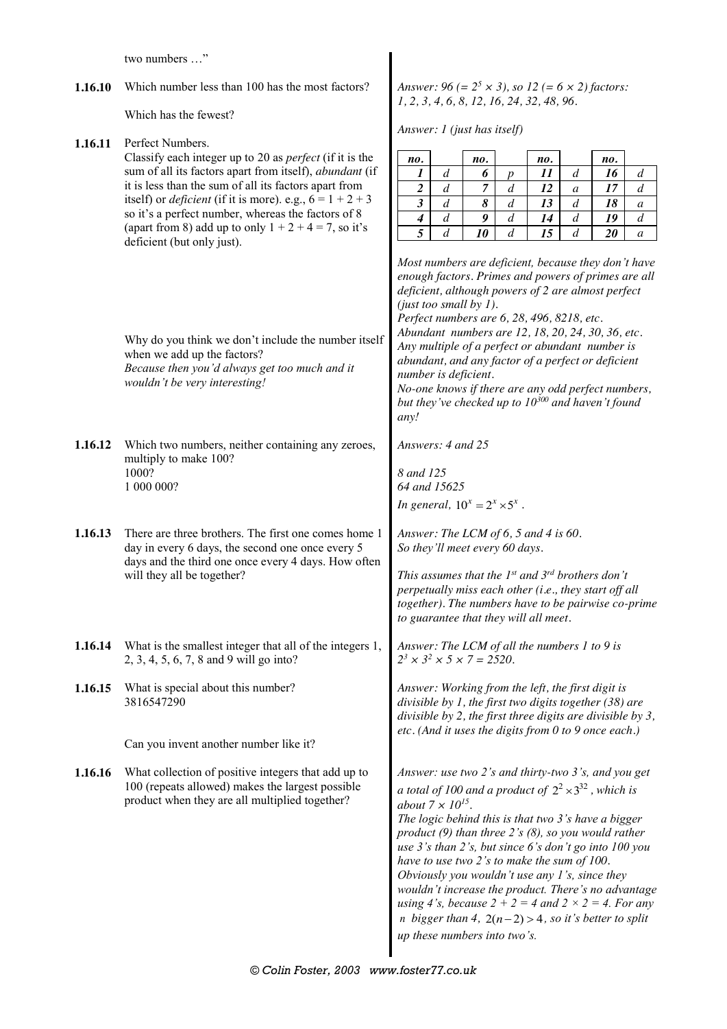two numbers …"

**1.16.10** Which number less than 100 has the most factors?

Which has the fewest?

*Answer: 96 (= $2^5 \times 3$), so 12 (= $6 \times 2$) factors: 1, 2, 3, 4, 6, 8, 12, 16, 24, 32, 48, 96.*

*Answer: 1 (just has itself)*

**1.16.11** Perfect Numbers.
Classify each integer up to 20 as *perfect* (if it is the sum of all its factors apart from itself), *abundant* (if it is less than the sum of all its factors apart from itself) or *deficient* (if it is more). e.g., $6 = 1 + 2 + 3$ so it's a perfect number, whereas the factors of 8 (apart from 8) add up to only $1 + 2 + 4 = 7$, so it's deficient (but only just).

| no. | | no. | | no. | | no. | |
|---|---|---|---|---|---|---|---|
| 1 | d | 6 | p | 11 | d | 16 | d |
| 2 | d | 7 | d | 12 | a | 17 | d |
| 3 | d | 8 | d | 13 | d | 18 | a |
| 4 | d | 9 | d | 14 | d | 19 | d |
| 5 | d | 10 | d | 15 | d | 20 | a |

*Most numbers are deficient, because they don't have enough factors. Primes and powers of primes are all deficient, although powers of 2 are almost perfect (just too small by 1).*
*Perfect numbers are 6, 28, 496, 8218, etc.*
*Abundant numbers are 12, 18, 20, 24, 30, 36, etc.*
*Any multiple of a perfect or abundant number is abundant, and any factor of a perfect or deficient number is deficient.*
*No-one knows if there are any odd perfect numbers, but they've checked up to $10^{300}$ and haven't found any!*

Why do you think we don't include the number itself when we add up the factors?
*Because then you'd always get too much and it wouldn't be very interesting!*

**1.16.12** Which two numbers, neither containing any zeroes, multiply to make 100?
1000?
1 000 000?

*Answers: 4 and 25*

*8 and 125*
*64 and 15625*
*In general, $10^x = 2^x \times 5^x$ .*

**1.16.13** There are three brothers. The first one comes home 1 day in every 6 days, the second one once every 5 days and the third one once every 4 days. How often will they all be together?

*Answer: The LCM of 6, 5 and 4 is 60. So they'll meet every 60 days.*

*This assumes that the 1st and 3rd brothers don't perpetually miss each other (i.e., they start off all together). The numbers have to be pairwise co-prime to guarantee that they will all meet.*

**1.16.14** What is the smallest integer that all of the integers 1, 2, 3, 4, 5, 6, 7, 8 and 9 will go into?

*Answer: The LCM of all the numbers 1 to 9 is $2^3 \times 3^2 \times 5 \times 7 = 2520$.*

**1.16.15** What is special about this number?
3816547290

Can you invent another number like it?

*Answer: Working from the left, the first digit is divisible by 1, the first two digits together (38) are divisible by 2, the first three digits are divisible by 3, etc. (And it uses the digits from 0 to 9 once each.)*

**1.16.16** What collection of positive integers that add up to 100 (repeats allowed) makes the largest possible product when they are all multiplied together?

*Answer: use two 2's and thirty-two 3's, and you get a total of 100 and a product of $2^2 \times 3^{32}$ , which is about $7 \times 10^{15}$.*
*The logic behind this is that two 3's have a bigger product (9) than three 2's (8), so you would rather use 3's than 2's, but since 6's don't go into 100 you have to use two 2's to make the sum of 100.*
*Obviously you wouldn't use any 1's, since they wouldn't increase the product. There's no advantage using 4's, because $2 + 2 = 4$ and $2 \times 2 = 4$. For any $n$ bigger than 4, $2(n-2) > 4$, so it's better to split up these numbers into two's.*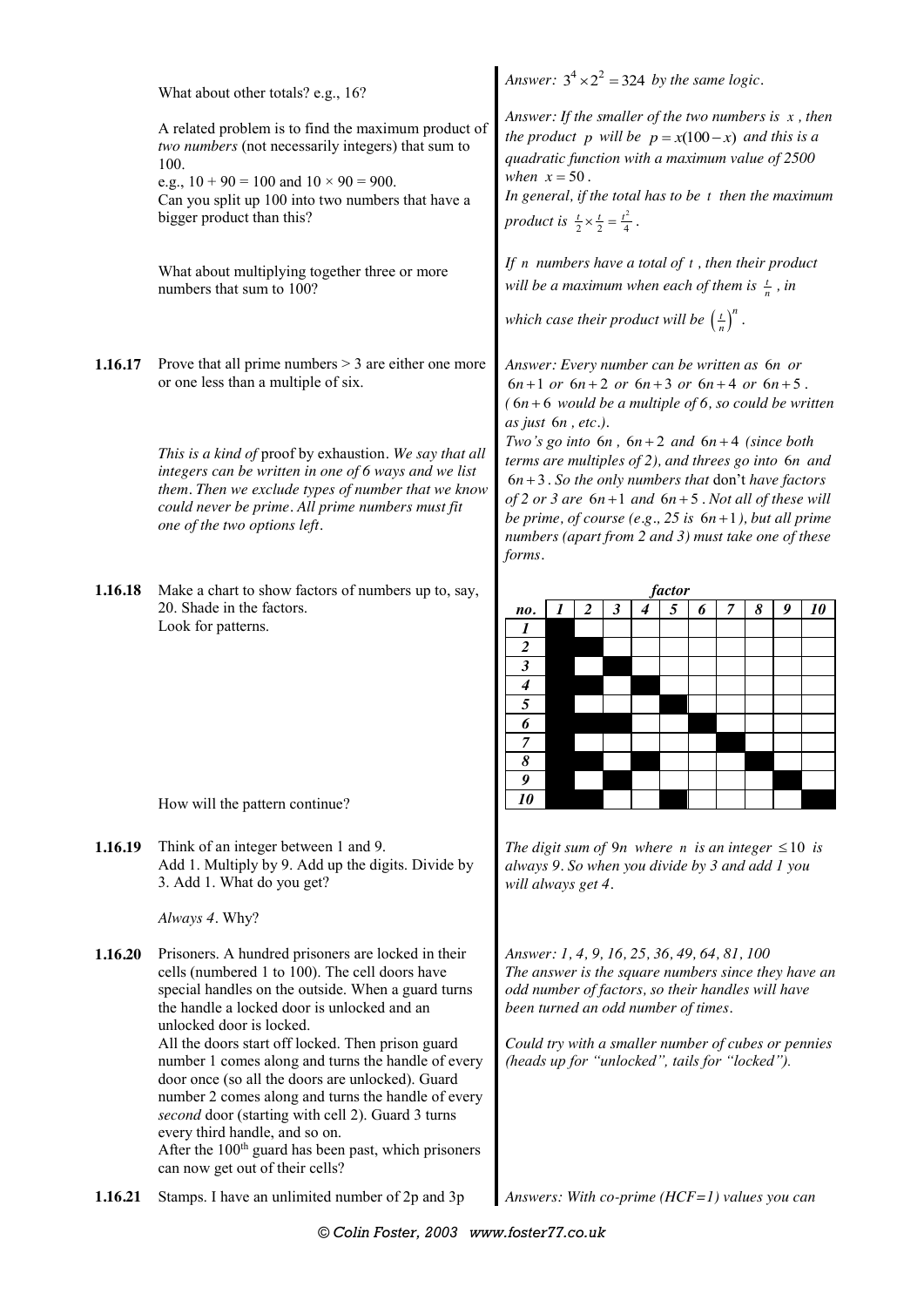What about other totals? e.g., 16?

*Answer: $3^4 \times 2^2 = 324$ by the same logic.*

A related problem is to find the maximum product of *two numbers* (not necessarily integers) that sum to 100.
e.g., 10 + 90 = 100 and 10 × 90 = 900.
Can you split up 100 into two numbers that have a bigger product than this?

*Answer: If the smaller of the two numbers is $x$, then the product $p$ will be $p = x(100 - x)$ and this is a quadratic function with a maximum value of 2500 when $x = 50$.*
*In general, if the total has to be $t$ then the maximum product is $\frac{t}{2} \times \frac{t}{2} = \frac{t^2}{4}$.*

What about multiplying together three or more numbers that sum to 100?

*If $n$ numbers have a total of $t$, then their product will be a maximum when each of them is $\frac{t}{n}$, in which case their product will be $\left(\frac{t}{n}\right)^n$.*

**1.16.17** Prove that all prime numbers > 3 are either one more or one less than a multiple of six.

*This is a kind of* proof by exhaustion. *We say that all integers can be written in one of 6 ways and we list them. Then we exclude types of number that we know could never be prime. All prime numbers must fit one of the two options left.*

*Answer: Every number can be written as $6n$ or $6n+1$ or $6n+2$ or $6n+3$ or $6n+4$ or $6n+5$. ($6n+6$ would be a multiple of 6, so could be written as just $6n$, etc.).*
*Two's go into $6n$, $6n+2$ and $6n+4$ (since both terms are multiples of 2), and threes go into $6n$ and $6n+3$. So the only numbers that* don't *have factors of 2 or 3 are $6n+1$ and $6n+5$. Not all of these will be prime, of course (e.g., 25 is $6n+1$), but all prime numbers (apart from 2 and 3) must take one of these forms.*

**1.16.18** Make a chart to show factors of numbers up to, say, 20. Shade in the factors.
Look for patterns.

How will the pattern continue?

| *no.* \ *factor* | *1* | *2* | *3* | *4* | *5* | *6* | *7* | *8* | *9* | *10* |
|---|---|---|---|---|---|---|---|---|---|---|
| *1* | ■ | | | | | | | | | |
| *2* | ■ | ■ | | | | | | | | |
| *3* | ■ | | ■ | | | | | | | |
| *4* | ■ | ■ | | ■ | | | | | | |
| *5* | ■ | | | | ■ | | | | | |
| *6* | ■ | ■ | ■ | | | ■ | | | | |
| *7* | ■ | | | | | | ■ | | | |
| *8* | ■ | ■ | | ■ | | | | ■ | | |
| *9* | ■ | | ■ | | | | | | ■ | |
| *10* | ■ | ■ | | | ■ | | | | | ■ |

**1.16.19** Think of an integer between 1 and 9.
Add 1. Multiply by 9. Add up the digits. Divide by 3. Add 1. What do you get?

*Always 4*. Why?

*The digit sum of $9n$ where $n$ is an integer $\leq 10$ is always 9. So when you divide by 3 and add 1 you will always get 4.*

**1.16.20** Prisoners. A hundred prisoners are locked in their cells (numbered 1 to 100). The cell doors have special handles on the outside. When a guard turns the handle a locked door is unlocked and an unlocked door is locked.
All the doors start off locked. Then prison guard number 1 comes along and turns the handle of every door once (so all the doors are unlocked). Guard number 2 comes along and turns the handle of every *second* door (starting with cell 2). Guard 3 turns every third handle, and so on.
After the 100th guard has been past, which prisoners can now get out of their cells?

*Answer: 1, 4, 9, 16, 25, 36, 49, 64, 81, 100*
*The answer is the square numbers since they have an odd number of factors, so their handles will have been turned an odd number of times.*

*Could try with a smaller number of cubes or pennies (heads up for "unlocked", tails for "locked").*

**1.16.21** Stamps. I have an unlimited number of 2p and 3p

*Answers: With co-prime (HCF=1) values you can*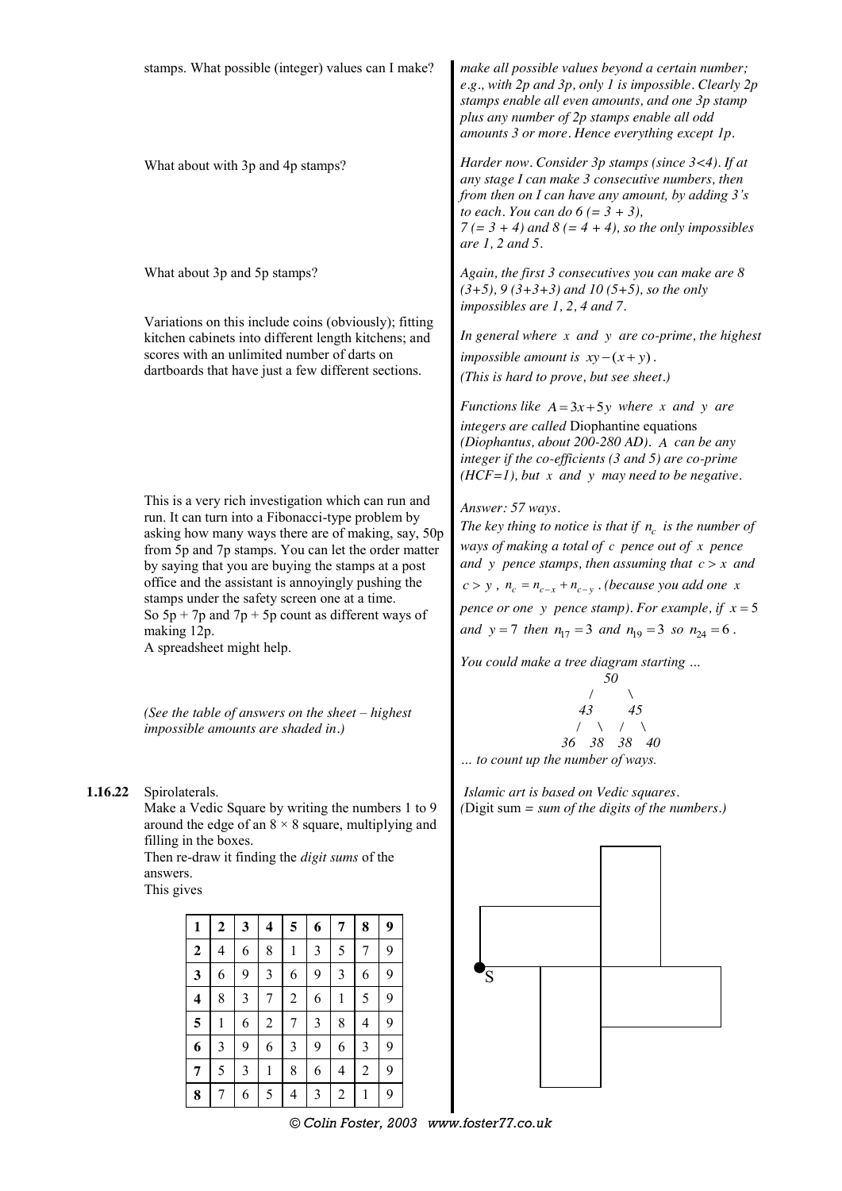stamps. What possible (integer) values can I make?

*make all possible values beyond a certain number; e.g., with 2p and 3p, only 1 is impossible. Clearly 2p stamps enable all even amounts, and one 3p stamp plus any number of 2p stamps enable all odd amounts 3 or more. Hence everything except 1p.*

What about with 3p and 4p stamps?

*Harder now. Consider 3p stamps (since 3<4). If at any stage I can make 3 consecutive numbers, then from then on I can have any amount, by adding 3's to each. You can do 6 (= 3 + 3), 7 (= 3 + 4) and 8 (= 4 + 4), so the only impossibles are 1, 2 and 5.*

What about 3p and 5p stamps?

*Again, the first 3 consecutives you can make are 8 (3+5), 9 (3+3+3) and 10 (5+5), so the only impossibles are 1, 2, 4 and 7.*

Variations on this include coins (obviously); fitting kitchen cabinets into different length kitchens; and scores with an unlimited number of darts on dartboards that have just a few different sections.

*In general where $x$ and $y$ are co-prime, the highest impossible amount is $xy-(x+y)$.*
*(This is hard to prove, but see sheet.)*

*Functions like $A=3x+5y$ where $x$ and $y$ are integers are called* Diophantine equations *(Diophantus, about 200-280 AD). $A$ can be any integer if the co-efficients (3 and 5) are co-prime (HCF=1), but $x$ and $y$ may need to be negative.*

This is a very rich investigation which can run and run. It can turn into a Fibonacci-type problem by asking how many ways there are of making, say, 50p from 5p and 7p stamps. You can let the order matter by saying that you are buying the stamps at a post office and the assistant is annoyingly pushing the stamps under the safety screen one at a time. So 5p + 7p and 7p + 5p count as different ways of making 12p.
A spreadsheet might help.

*(See the table of answers on the sheet – highest impossible amounts are shaded in.)*

*Answer: 57 ways.*
*The key thing to notice is that if $n_c$ is the number of ways of making a total of $c$ pence out of $x$ pence and $y$ pence stamps, then assuming that $c>x$ and $c>y$, $n_c=n_{c-x}+n_{c-y}$. (because you add one $x$ pence or one $y$ pence stamp). For example, if $x=5$ and $y=7$ then $n_{17}=3$ and $n_{19}=3$ so $n_{24}=6$.*

*You could make a tree diagram starting …*

```
        50
       /  \
     43    45
    /  \  /  \
  36  38 38  40
```

*… to count up the number of ways.*

**1.16.22** Spirolaterals.
Make a Vedic Square by writing the numbers 1 to 9 around the edge of an 8 × 8 square, multiplying and filling in the boxes.
Then re-draw it finding the *digit sums* of the answers.
This gives

| **1** | **2** | **3** | **4** | **5** | **6** | **7** | **8** | **9** |
|---|---|---|---|---|---|---|---|---|
| **2** | 4 | 6 | 8 | 1 | 3 | 5 | 7 | 9 |
| **3** | 6 | 9 | 3 | 6 | 9 | 3 | 6 | 9 |
| **4** | 8 | 3 | 7 | 2 | 6 | 1 | 5 | 9 |
| **5** | 1 | 6 | 2 | 7 | 3 | 8 | 4 | 9 |
| **6** | 3 | 9 | 6 | 3 | 9 | 6 | 3 | 9 |
| **7** | 5 | 3 | 1 | 8 | 6 | 4 | 2 | 9 |
| **8** | 7 | 6 | 5 | 4 | 3 | 2 | 1 | 9 |

*Islamic art is based on Vedic squares.*
*(*Digit sum = *sum of the digits of the numbers.)*

S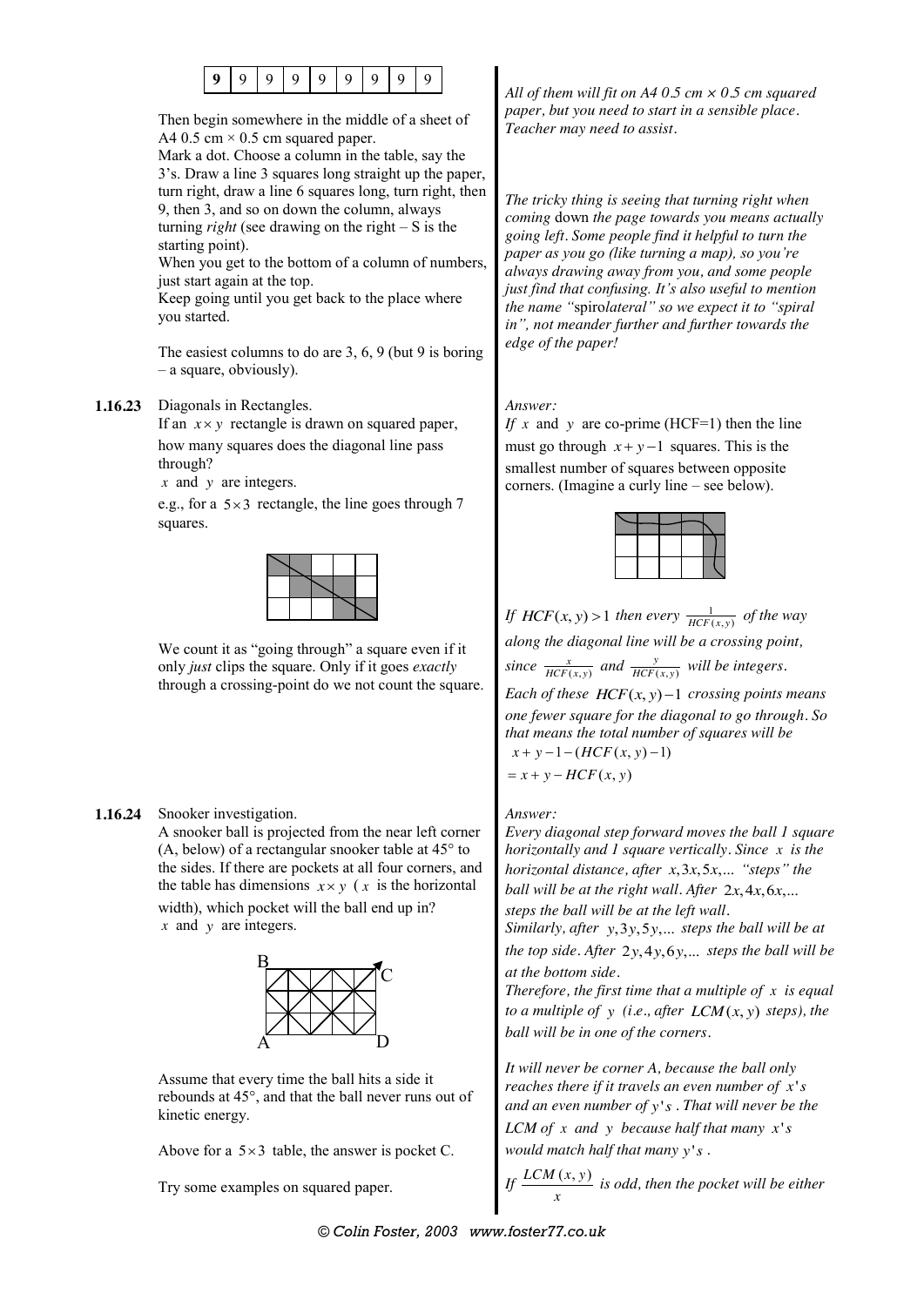| **9** | 9 | 9 | 9 | 9 | 9 | 9 | 9 | 9 |
|---|---|---|---|---|---|---|---|---|

Then begin somewhere in the middle of a sheet of A4 0.5 cm × 0.5 cm squared paper.
Mark a dot. Choose a column in the table, say the 3's. Draw a line 3 squares long straight up the paper, turn right, draw a line 6 squares long, turn right, then 9, then 3, and so on down the column, always turning *right* (see drawing on the right – S is the starting point).
When you get to the bottom of a column of numbers, just start again at the top.
Keep going until you get back to the place where you started.

The easiest columns to do are 3, 6, 9 (but 9 is boring – a square, obviously).

*All of them will fit on A4 0.5 cm × 0.5 cm squared paper, but you need to start in a sensible place. Teacher may need to assist.*

*The tricky thing is seeing that turning right when coming* down *the page towards you means actually going left. Some people find it helpful to turn the paper as you go (like turning a map), so you're always drawing away from you, and some people just find that confusing. It's also useful to mention the name "*spiro*lateral" so we expect it to "spiral in", not meander further and further towards the edge of the paper!*

**1.16.23** Diagonals in Rectangles.
If an $x \times y$ rectangle is drawn on squared paper, how many squares does the diagonal line pass through?
$x$ and $y$ are integers.
e.g., for a $5 \times 3$ rectangle, the line goes through 7 squares.

We count it as "going through" a square even if it only *just* clips the square. Only if it goes *exactly* through a crossing-point do we not count the square.

*Answer:*
*If* $x$ and $y$ are co-prime (HCF=1) then the line must go through $x+y-1$ squares. This is the smallest number of squares between opposite corners. (Imagine a curly line – see below).

*If* $HCF(x,y) > 1$ *then every* $\frac{1}{HCF(x,y)}$ *of the way along the diagonal line will be a crossing point, since* $\frac{x}{HCF(x,y)}$ *and* $\frac{y}{HCF(x,y)}$ *will be integers. Each of these* $HCF(x,y)-1$ *crossing points means one fewer square for the diagonal to go through. So that means the total number of squares will be*

$$x+y-1-(HCF(x,y)-1)$$
$$= x+y-HCF(x,y)$$

**1.16.24** Snooker investigation.
A snooker ball is projected from the near left corner (A, below) of a rectangular snooker table at 45° to the sides. If there are pockets at all four corners, and the table has dimensions $x \times y$ ($x$ is the horizontal width), which pocket will the ball end up in?
$x$ and $y$ are integers.

Assume that every time the ball hits a side it rebounds at 45°, and that the ball never runs out of kinetic energy.

Above for a $5 \times 3$ table, the answer is pocket C.

Try some examples on squared paper.

*Answer:*
*Every diagonal step forward moves the ball 1 square horizontally and 1 square vertically. Since* $x$ *is the horizontal distance, after* $x, 3x, 5x, \ldots$ *"steps" the ball will be at the right wall. After* $2x, 4x, 6x, \ldots$ *steps the ball will be at the left wall.*
*Similarly, after* $y, 3y, 5y, \ldots$ *steps the ball will be at the top side. After* $2y, 4y, 6y, \ldots$ *steps the ball will be at the bottom side.*
*Therefore, the first time that a multiple of* $x$ *is equal to a multiple of* $y$ *(i.e., after* $LCM(x,y)$ *steps), the ball will be in one of the corners.*

*It will never be corner A, because the ball only reaches there if it travels an even number of* $x$*'s and an even number of* $y$*'s. That will never be the LCM of* $x$ *and* $y$ *because half that many* $x$*'s would match half that many* $y$*'s.*

*If* $\frac{LCM(x,y)}{x}$ *is odd, then the pocket will be either*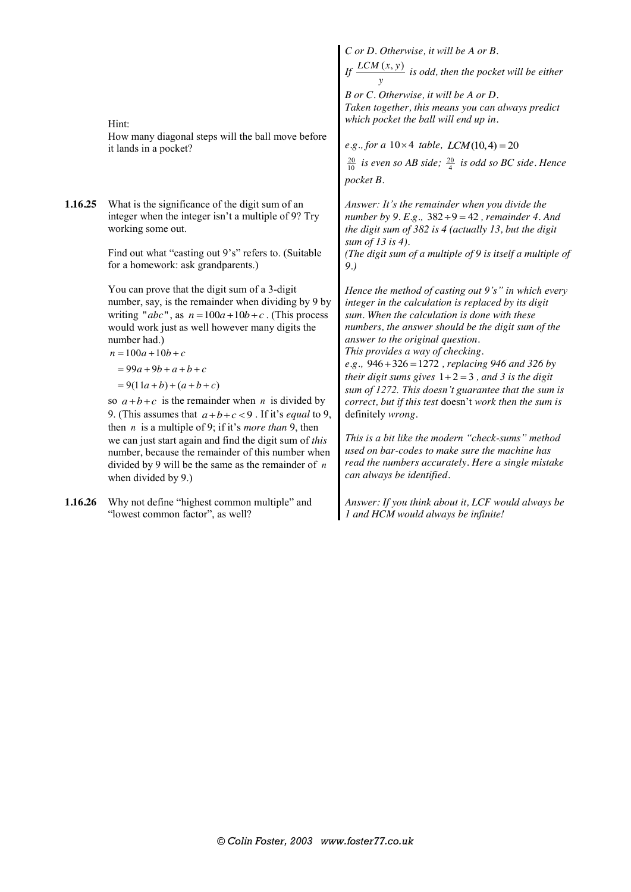Hint:
How many diagonal steps will the ball move before it lands in a pocket?

*C or D. Otherwise, it will be A or B.*

*If $\frac{LCM(x,y)}{y}$ is odd, then the pocket will be either B or C. Otherwise, it will be A or D.*

*Taken together, this means you can always predict which pocket the ball will end up in.*

*e.g., for a $10 \times 4$ table, $LCM(10,4) = 20$*

*$\frac{20}{10}$ is even so AB side; $\frac{20}{4}$ is odd so BC side. Hence pocket B.*

**1.16.25** What is the significance of the digit sum of an integer when the integer isn't a multiple of 9? Try working some out.

Find out what "casting out 9's" refers to. (Suitable for a homework: ask grandparents.)

You can prove that the digit sum of a 3-digit number, say, is the remainder when dividing by 9 by writing "$abc$", as $n = 100a + 10b + c$. (This process would work just as well however many digits the number had.)

$$n = 100a + 10b + c$$
$$= 99a + 9b + a + b + c$$
$$= 9(11a + b) + (a + b + c)$$

so $a + b + c$ is the remainder when $n$ is divided by 9. (This assumes that $a + b + c < 9$. If it's *equal* to 9, then $n$ is a multiple of 9; if it's *more than* 9, then we can just start again and find the digit sum of *this* number, because the remainder of this number when divided by 9 will be the same as the remainder of $n$ when divided by 9.)

*Answer: It's the remainder when you divide the number by 9. E.g., $382 \div 9 = 42$, remainder 4. And the digit sum of 382 is 4 (actually 13, but the digit sum of 13 is 4).*
*(The digit sum of a multiple of 9 is itself a multiple of 9.)*

*Hence the method of casting out 9's" in which every integer in the calculation is replaced by its digit sum. When the calculation is done with these numbers, the answer should be the digit sum of the answer to the original question.*
*This provides a way of checking.*
*e.g., $946 + 326 = 1272$, replacing 946 and 326 by their digit sums gives $1 + 2 = 3$, and 3 is the digit sum of 1272. This doesn't guarantee that the sum is correct, but if this test* doesn't *work then the sum is* definitely *wrong.*

*This is a bit like the modern "check-sums" method used on bar-codes to make sure the machine has read the numbers accurately. Here a single mistake can always be identified.*

**1.16.26** Why not define "highest common multiple" and "lowest common factor", as well?

*Answer: If you think about it, LCF would always be 1 and HCM would always be infinite!*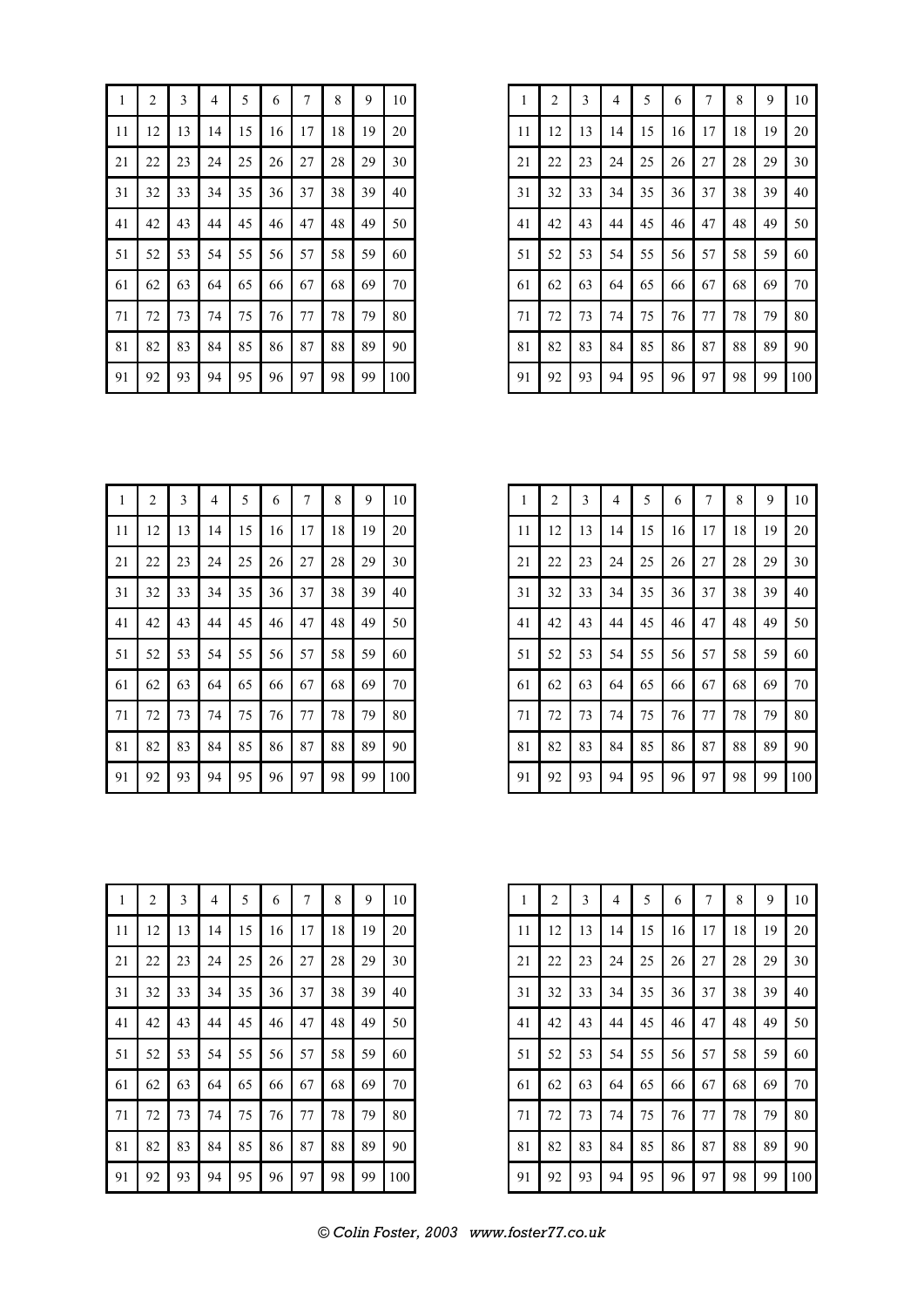| 1 | 2 | 3 | 4 | 5 | 6 | 7 | 8 | 9 | 10 |
|---|---|---|---|---|---|---|---|---|---|
| 11 | 12 | 13 | 14 | 15 | 16 | 17 | 18 | 19 | 20 |
| 21 | 22 | 23 | 24 | 25 | 26 | 27 | 28 | 29 | 30 |
| 31 | 32 | 33 | 34 | 35 | 36 | 37 | 38 | 39 | 40 |
| 41 | 42 | 43 | 44 | 45 | 46 | 47 | 48 | 49 | 50 |
| 51 | 52 | 53 | 54 | 55 | 56 | 57 | 58 | 59 | 60 |
| 61 | 62 | 63 | 64 | 65 | 66 | 67 | 68 | 69 | 70 |
| 71 | 72 | 73 | 74 | 75 | 76 | 77 | 78 | 79 | 80 |
| 81 | 82 | 83 | 84 | 85 | 86 | 87 | 88 | 89 | 90 |
| 91 | 92 | 93 | 94 | 95 | 96 | 97 | 98 | 99 | 100 |

| 1 | 2 | 3 | 4 | 5 | 6 | 7 | 8 | 9 | 10 |
|---|---|---|---|---|---|---|---|---|---|
| 11 | 12 | 13 | 14 | 15 | 16 | 17 | 18 | 19 | 20 |
| 21 | 22 | 23 | 24 | 25 | 26 | 27 | 28 | 29 | 30 |
| 31 | 32 | 33 | 34 | 35 | 36 | 37 | 38 | 39 | 40 |
| 41 | 42 | 43 | 44 | 45 | 46 | 47 | 48 | 49 | 50 |
| 51 | 52 | 53 | 54 | 55 | 56 | 57 | 58 | 59 | 60 |
| 61 | 62 | 63 | 64 | 65 | 66 | 67 | 68 | 69 | 70 |
| 71 | 72 | 73 | 74 | 75 | 76 | 77 | 78 | 79 | 80 |
| 81 | 82 | 83 | 84 | 85 | 86 | 87 | 88 | 89 | 90 |
| 91 | 92 | 93 | 94 | 95 | 96 | 97 | 98 | 99 | 100 |

| 1 | 2 | 3 | 4 | 5 | 6 | 7 | 8 | 9 | 10 |
|---|---|---|---|---|---|---|---|---|---|
| 11 | 12 | 13 | 14 | 15 | 16 | 17 | 18 | 19 | 20 |
| 21 | 22 | 23 | 24 | 25 | 26 | 27 | 28 | 29 | 30 |
| 31 | 32 | 33 | 34 | 35 | 36 | 37 | 38 | 39 | 40 |
| 41 | 42 | 43 | 44 | 45 | 46 | 47 | 48 | 49 | 50 |
| 51 | 52 | 53 | 54 | 55 | 56 | 57 | 58 | 59 | 60 |
| 61 | 62 | 63 | 64 | 65 | 66 | 67 | 68 | 69 | 70 |
| 71 | 72 | 73 | 74 | 75 | 76 | 77 | 78 | 79 | 80 |
| 81 | 82 | 83 | 84 | 85 | 86 | 87 | 88 | 89 | 90 |
| 91 | 92 | 93 | 94 | 95 | 96 | 97 | 98 | 99 | 100 |

| 1 | 2 | 3 | 4 | 5 | 6 | 7 | 8 | 9 | 10 |
|---|---|---|---|---|---|---|---|---|---|
| 11 | 12 | 13 | 14 | 15 | 16 | 17 | 18 | 19 | 20 |
| 21 | 22 | 23 | 24 | 25 | 26 | 27 | 28 | 29 | 30 |
| 31 | 32 | 33 | 34 | 35 | 36 | 37 | 38 | 39 | 40 |
| 41 | 42 | 43 | 44 | 45 | 46 | 47 | 48 | 49 | 50 |
| 51 | 52 | 53 | 54 | 55 | 56 | 57 | 58 | 59 | 60 |
| 61 | 62 | 63 | 64 | 65 | 66 | 67 | 68 | 69 | 70 |
| 71 | 72 | 73 | 74 | 75 | 76 | 77 | 78 | 79 | 80 |
| 81 | 82 | 83 | 84 | 85 | 86 | 87 | 88 | 89 | 90 |
| 91 | 92 | 93 | 94 | 95 | 96 | 97 | 98 | 99 | 100 |

| 1 | 2 | 3 | 4 | 5 | 6 | 7 | 8 | 9 | 10 |
|---|---|---|---|---|---|---|---|---|---|
| 11 | 12 | 13 | 14 | 15 | 16 | 17 | 18 | 19 | 20 |
| 21 | 22 | 23 | 24 | 25 | 26 | 27 | 28 | 29 | 30 |
| 31 | 32 | 33 | 34 | 35 | 36 | 37 | 38 | 39 | 40 |
| 41 | 42 | 43 | 44 | 45 | 46 | 47 | 48 | 49 | 50 |
| 51 | 52 | 53 | 54 | 55 | 56 | 57 | 58 | 59 | 60 |
| 61 | 62 | 63 | 64 | 65 | 66 | 67 | 68 | 69 | 70 |
| 71 | 72 | 73 | 74 | 75 | 76 | 77 | 78 | 79 | 80 |
| 81 | 82 | 83 | 84 | 85 | 86 | 87 | 88 | 89 | 90 |
| 91 | 92 | 93 | 94 | 95 | 96 | 97 | 98 | 99 | 100 |

| 1 | 2 | 3 | 4 | 5 | 6 | 7 | 8 | 9 | 10 |
|---|---|---|---|---|---|---|---|---|---|
| 11 | 12 | 13 | 14 | 15 | 16 | 17 | 18 | 19 | 20 |
| 21 | 22 | 23 | 24 | 25 | 26 | 27 | 28 | 29 | 30 |
| 31 | 32 | 33 | 34 | 35 | 36 | 37 | 38 | 39 | 40 |
| 41 | 42 | 43 | 44 | 45 | 46 | 47 | 48 | 49 | 50 |
| 51 | 52 | 53 | 54 | 55 | 56 | 57 | 58 | 59 | 60 |
| 61 | 62 | 63 | 64 | 65 | 66 | 67 | 68 | 69 | 70 |
| 71 | 72 | 73 | 74 | 75 | 76 | 77 | 78 | 79 | 80 |
| 81 | 82 | 83 | 84 | 85 | 86 | 87 | 88 | 89 | 90 |
| 91 | 92 | 93 | 94 | 95 | 96 | 97 | 98 | 99 | 100 |

*© Colin Foster, 2003 www.foster77.co.uk*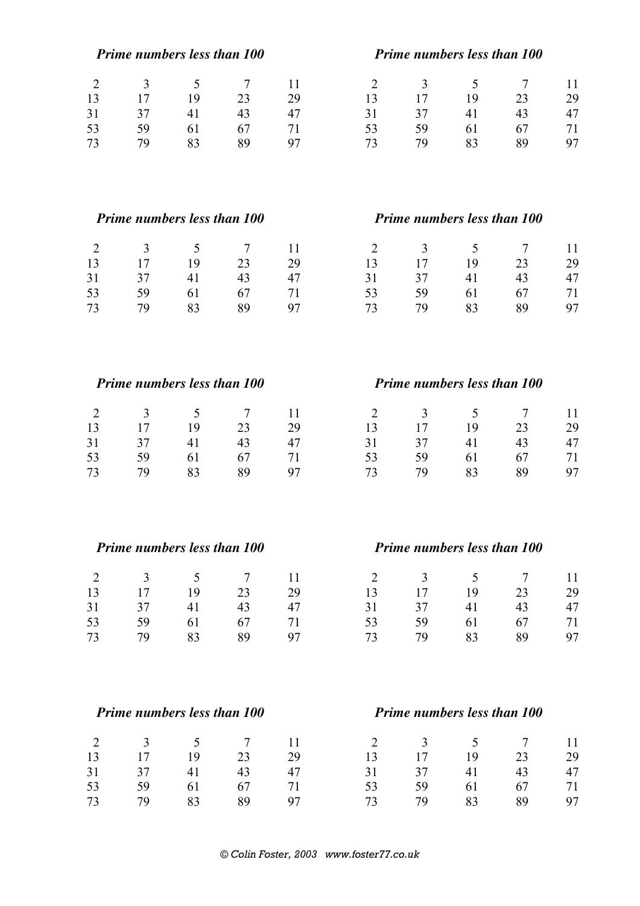***Prime numbers less than 100***

| | | | | |
|---|---|---|---|---|
| 2 | 3 | 5 | 7 | 11 |
| 13 | 17 | 19 | 23 | 29 |
| 31 | 37 | 41 | 43 | 47 |
| 53 | 59 | 61 | 67 | 71 |
| 73 | 79 | 83 | 89 | 97 |

***Prime numbers less than 100***

| | | | | |
|---|---|---|---|---|
| 2 | 3 | 5 | 7 | 11 |
| 13 | 17 | 19 | 23 | 29 |
| 31 | 37 | 41 | 43 | 47 |
| 53 | 59 | 61 | 67 | 71 |
| 73 | 79 | 83 | 89 | 97 |

***Prime numbers less than 100***

| | | | | |
|---|---|---|---|---|
| 2 | 3 | 5 | 7 | 11 |
| 13 | 17 | 19 | 23 | 29 |
| 31 | 37 | 41 | 43 | 47 |
| 53 | 59 | 61 | 67 | 71 |
| 73 | 79 | 83 | 89 | 97 |

***Prime numbers less than 100***

| | | | | |
|---|---|---|---|---|
| 2 | 3 | 5 | 7 | 11 |
| 13 | 17 | 19 | 23 | 29 |
| 31 | 37 | 41 | 43 | 47 |
| 53 | 59 | 61 | 67 | 71 |
| 73 | 79 | 83 | 89 | 97 |

***Prime numbers less than 100***

| | | | | |
|---|---|---|---|---|
| 2 | 3 | 5 | 7 | 11 |
| 13 | 17 | 19 | 23 | 29 |
| 31 | 37 | 41 | 43 | 47 |
| 53 | 59 | 61 | 67 | 71 |
| 73 | 79 | 83 | 89 | 97 |

***Prime numbers less than 100***

| | | | | |
|---|---|---|---|---|
| 2 | 3 | 5 | 7 | 11 |
| 13 | 17 | 19 | 23 | 29 |
| 31 | 37 | 41 | 43 | 47 |
| 53 | 59 | 61 | 67 | 71 |
| 73 | 79 | 83 | 89 | 97 |

***Prime numbers less than 100***

| | | | | |
|---|---|---|---|---|
| 2 | 3 | 5 | 7 | 11 |
| 13 | 17 | 19 | 23 | 29 |
| 31 | 37 | 41 | 43 | 47 |
| 53 | 59 | 61 | 67 | 71 |
| 73 | 79 | 83 | 89 | 97 |

***Prime numbers less than 100***

| | | | | |
|---|---|---|---|---|
| 2 | 3 | 5 | 7 | 11 |
| 13 | 17 | 19 | 23 | 29 |
| 31 | 37 | 41 | 43 | 47 |
| 53 | 59 | 61 | 67 | 71 |
| 73 | 79 | 83 | 89 | 97 |

***Prime numbers less than 100***

| | | | | |
|---|---|---|---|---|
| 2 | 3 | 5 | 7 | 11 |
| 13 | 17 | 19 | 23 | 29 |
| 31 | 37 | 41 | 43 | 47 |
| 53 | 59 | 61 | 67 | 71 |
| 73 | 79 | 83 | 89 | 97 |

***Prime numbers less than 100***

| | | | | |
|---|---|---|---|---|
| 2 | 3 | 5 | 7 | 11 |
| 13 | 17 | 19 | 23 | 29 |
| 31 | 37 | 41 | 43 | 47 |
| 53 | 59 | 61 | 67 | 71 |
| 73 | 79 | 83 | 89 | 97 |

*© Colin Foster, 2003 www.foster77.co.uk*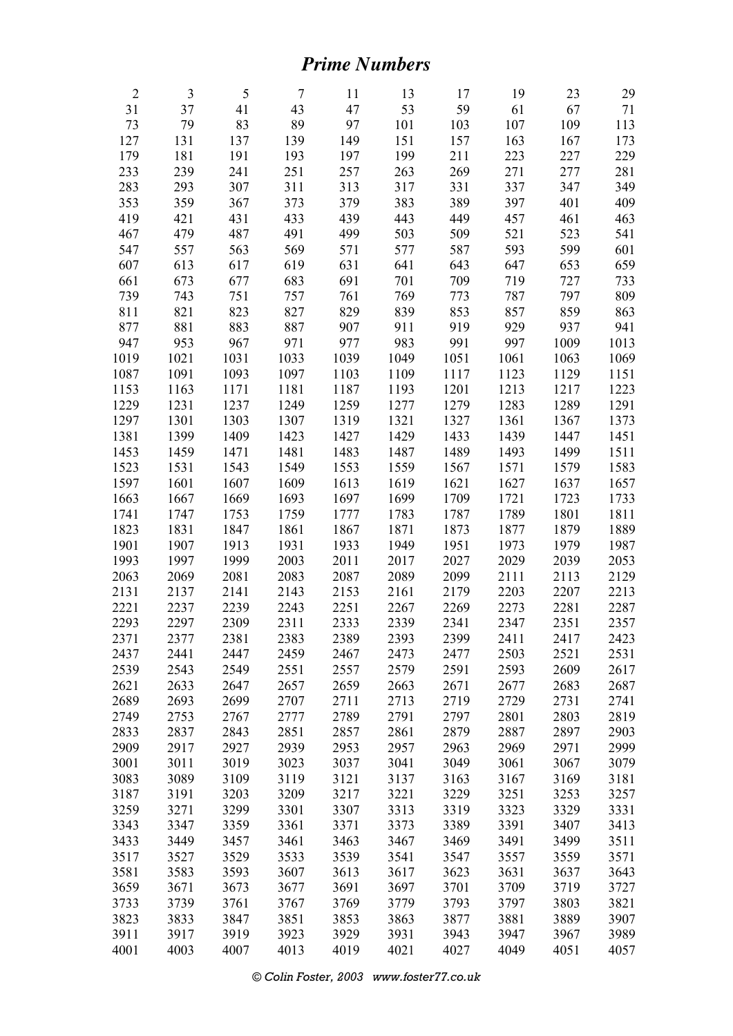# *Prime Numbers*

| | | | | | | | | | |
|---|---|---|---|---|---|---|---|---|---|
| 2 | 3 | 5 | 7 | 11 | 13 | 17 | 19 | 23 | 29 |
| 31 | 37 | 41 | 43 | 47 | 53 | 59 | 61 | 67 | 71 |
| 73 | 79 | 83 | 89 | 97 | 101 | 103 | 107 | 109 | 113 |
| 127 | 131 | 137 | 139 | 149 | 151 | 157 | 163 | 167 | 173 |
| 179 | 181 | 191 | 193 | 197 | 199 | 211 | 223 | 227 | 229 |
| 233 | 239 | 241 | 251 | 257 | 263 | 269 | 271 | 277 | 281 |
| 283 | 293 | 307 | 311 | 313 | 317 | 331 | 337 | 347 | 349 |
| 353 | 359 | 367 | 373 | 379 | 383 | 389 | 397 | 401 | 409 |
| 419 | 421 | 431 | 433 | 439 | 443 | 449 | 457 | 461 | 463 |
| 467 | 479 | 487 | 491 | 499 | 503 | 509 | 521 | 523 | 541 |
| 547 | 557 | 563 | 569 | 571 | 577 | 587 | 593 | 599 | 601 |
| 607 | 613 | 617 | 619 | 631 | 641 | 643 | 647 | 653 | 659 |
| 661 | 673 | 677 | 683 | 691 | 701 | 709 | 719 | 727 | 733 |
| 739 | 743 | 751 | 757 | 761 | 769 | 773 | 787 | 797 | 809 |
| 811 | 821 | 823 | 827 | 829 | 839 | 853 | 857 | 859 | 863 |
| 877 | 881 | 883 | 887 | 907 | 911 | 919 | 929 | 937 | 941 |
| 947 | 953 | 967 | 971 | 977 | 983 | 991 | 997 | 1009 | 1013 |
| 1019 | 1021 | 1031 | 1033 | 1039 | 1049 | 1051 | 1061 | 1063 | 1069 |
| 1087 | 1091 | 1093 | 1097 | 1103 | 1109 | 1117 | 1123 | 1129 | 1151 |
| 1153 | 1163 | 1171 | 1181 | 1187 | 1193 | 1201 | 1213 | 1217 | 1223 |
| 1229 | 1231 | 1237 | 1249 | 1259 | 1277 | 1279 | 1283 | 1289 | 1291 |
| 1297 | 1301 | 1303 | 1307 | 1319 | 1321 | 1327 | 1361 | 1367 | 1373 |
| 1381 | 1399 | 1409 | 1423 | 1427 | 1429 | 1433 | 1439 | 1447 | 1451 |
| 1453 | 1459 | 1471 | 1481 | 1483 | 1487 | 1489 | 1493 | 1499 | 1511 |
| 1523 | 1531 | 1543 | 1549 | 1553 | 1559 | 1567 | 1571 | 1579 | 1583 |
| 1597 | 1601 | 1607 | 1609 | 1613 | 1619 | 1621 | 1627 | 1637 | 1657 |
| 1663 | 1667 | 1669 | 1693 | 1697 | 1699 | 1709 | 1721 | 1723 | 1733 |
| 1741 | 1747 | 1753 | 1759 | 1777 | 1783 | 1787 | 1789 | 1801 | 1811 |
| 1823 | 1831 | 1847 | 1861 | 1867 | 1871 | 1873 | 1877 | 1879 | 1889 |
| 1901 | 1907 | 1913 | 1931 | 1933 | 1949 | 1951 | 1973 | 1979 | 1987 |
| 1993 | 1997 | 1999 | 2003 | 2011 | 2017 | 2027 | 2029 | 2039 | 2053 |
| 2063 | 2069 | 2081 | 2083 | 2087 | 2089 | 2099 | 2111 | 2113 | 2129 |
| 2131 | 2137 | 2141 | 2143 | 2153 | 2161 | 2179 | 2203 | 2207 | 2213 |
| 2221 | 2237 | 2239 | 2243 | 2251 | 2267 | 2269 | 2273 | 2281 | 2287 |
| 2293 | 2297 | 2309 | 2311 | 2333 | 2339 | 2341 | 2347 | 2351 | 2357 |
| 2371 | 2377 | 2381 | 2383 | 2389 | 2393 | 2399 | 2411 | 2417 | 2423 |
| 2437 | 2441 | 2447 | 2459 | 2467 | 2473 | 2477 | 2503 | 2521 | 2531 |
| 2539 | 2543 | 2549 | 2551 | 2557 | 2579 | 2591 | 2593 | 2609 | 2617 |
| 2621 | 2633 | 2647 | 2657 | 2659 | 2663 | 2671 | 2677 | 2683 | 2687 |
| 2689 | 2693 | 2699 | 2707 | 2711 | 2713 | 2719 | 2729 | 2731 | 2741 |
| 2749 | 2753 | 2767 | 2777 | 2789 | 2791 | 2797 | 2801 | 2803 | 2819 |
| 2833 | 2837 | 2843 | 2851 | 2857 | 2861 | 2879 | 2887 | 2897 | 2903 |
| 2909 | 2917 | 2927 | 2939 | 2953 | 2957 | 2963 | 2969 | 2971 | 2999 |
| 3001 | 3011 | 3019 | 3023 | 3037 | 3041 | 3049 | 3061 | 3067 | 3079 |
| 3083 | 3089 | 3109 | 3119 | 3121 | 3137 | 3163 | 3167 | 3169 | 3181 |
| 3187 | 3191 | 3203 | 3209 | 3217 | 3221 | 3229 | 3251 | 3253 | 3257 |
| 3259 | 3271 | 3299 | 3301 | 3307 | 3313 | 3319 | 3323 | 3329 | 3331 |
| 3343 | 3347 | 3359 | 3361 | 3371 | 3373 | 3389 | 3391 | 3407 | 3413 |
| 3433 | 3449 | 3457 | 3461 | 3463 | 3467 | 3469 | 3491 | 3499 | 3511 |
| 3517 | 3527 | 3529 | 3533 | 3539 | 3541 | 3547 | 3557 | 3559 | 3571 |
| 3581 | 3583 | 3593 | 3607 | 3613 | 3617 | 3623 | 3631 | 3637 | 3643 |
| 3659 | 3671 | 3673 | 3677 | 3691 | 3697 | 3701 | 3709 | 3719 | 3727 |
| 3733 | 3739 | 3761 | 3767 | 3769 | 3779 | 3793 | 3797 | 3803 | 3821 |
| 3823 | 3833 | 3847 | 3851 | 3853 | 3863 | 3877 | 3881 | 3889 | 3907 |
| 3911 | 3917 | 3919 | 3923 | 3929 | 3931 | 3943 | 3947 | 3967 | 3989 |
| 4001 | 4003 | 4007 | 4013 | 4019 | 4021 | 4027 | 4049 | 4051 | 4057 |

*© Colin Foster, 2003 www.foster77.co.uk*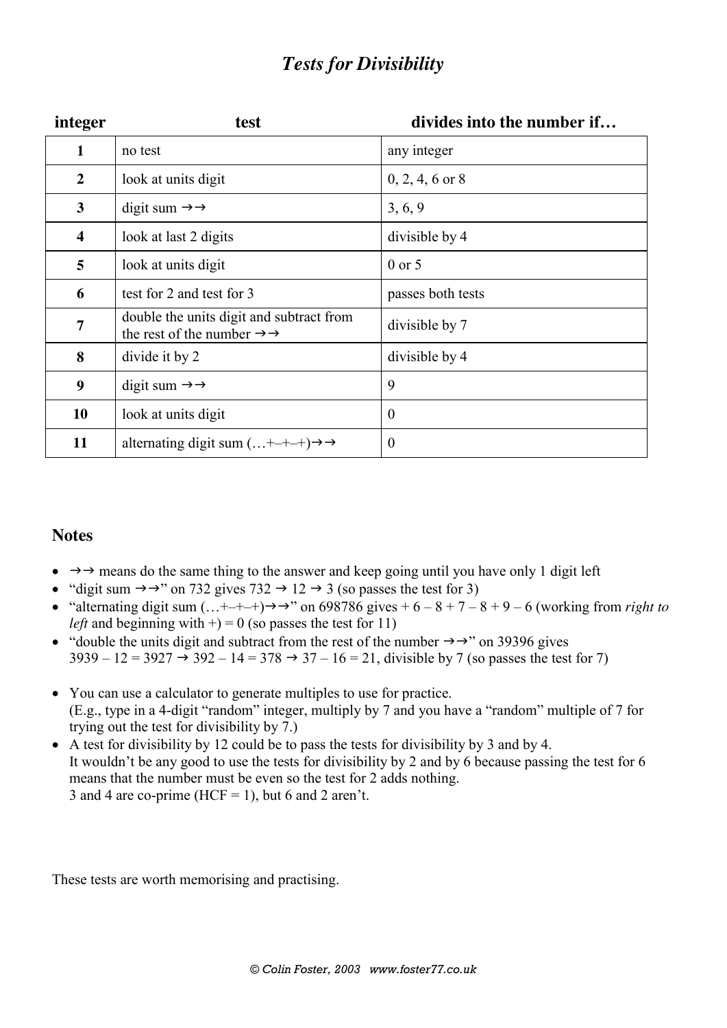# *Tests for Divisibility*

| integer | test | divides into the number if… |
|---|---|---|
| **1** | no test | any integer |
| **2** | look at units digit | 0, 2, 4, 6 or 8 |
| **3** | digit sum →→ | 3, 6, 9 |
| **4** | look at last 2 digits | divisible by 4 |
| **5** | look at units digit | 0 or 5 |
| **6** | test for 2 and test for 3 | passes both tests |
| **7** | double the units digit and subtract from the rest of the number →→ | divisible by 7 |
| **8** | divide it by 2 | divisible by 4 |
| **9** | digit sum →→ | 9 |
| **10** | look at units digit | 0 |
| **11** | alternating digit sum (…+–+–+)→→ | 0 |

## Notes

- →→ means do the same thing to the answer and keep going until you have only 1 digit left
- "digit sum →→" on 732 gives 732 → 12 → 3 (so passes the test for 3)
- "alternating digit sum (…+–+–+)→→" on 698786 gives + 6 – 8 + 7 – 8 + 9 – 6 (working from *right to left* and beginning with +) = 0 (so passes the test for 11)
- "double the units digit and subtract from the rest of the number →→" on 39396 gives 3939 – 12 = 3927 → 392 – 14 = 378 → 37 – 16 = 21, divisible by 7 (so passes the test for 7)

- You can use a calculator to generate multiples to use for practice. (E.g., type in a 4-digit "random" integer, multiply by 7 and you have a "random" multiple of 7 for trying out the test for divisibility by 7.)
- A test for divisibility by 12 could be to pass the tests for divisibility by 3 and by 4. It wouldn't be any good to use the tests for divisibility by 2 and by 6 because passing the test for 6 means that the number must be even so the test for 2 adds nothing. 3 and 4 are co-prime (HCF = 1), but 6 and 2 aren't.

These tests are worth memorising and practising.

*© Colin Foster, 2003 www.foster77.co.uk*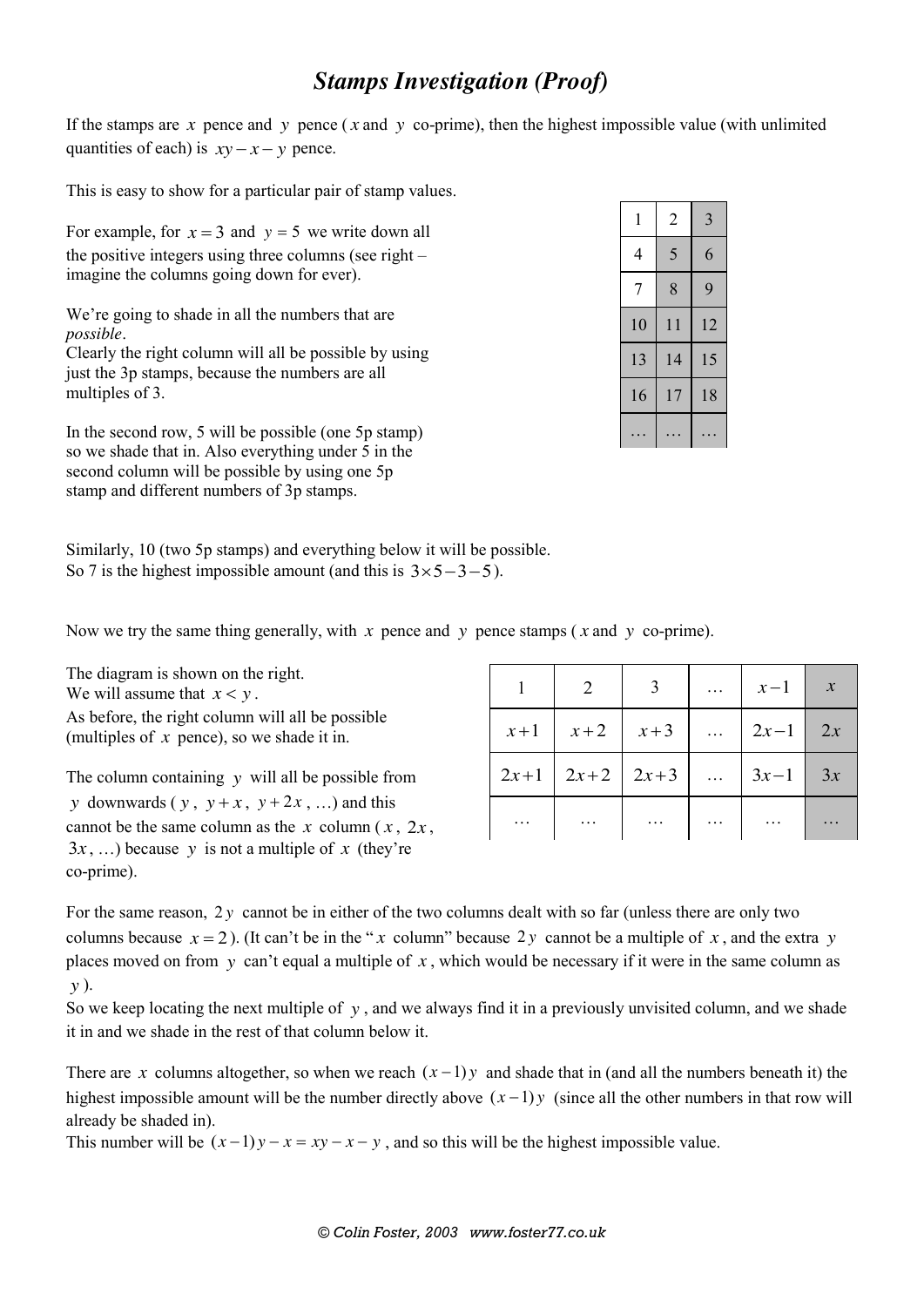# *Stamps Investigation (Proof)*

If the stamps are $x$ pence and $y$ pence ($x$ and $y$ co-prime), then the highest impossible value (with unlimited quantities of each) is $xy - x - y$ pence.

This is easy to show for a particular pair of stamp values.

For example, for $x = 3$ and $y = 5$ we write down all the positive integers using three columns (see right – imagine the columns going down for ever).

| 1 | 2 | 3 |
|---|---|---|
| 4 | 5 | 6 |
| 7 | 8 | 9 |
| 10 | 11 | 12 |
| 13 | 14 | 15 |
| 16 | 17 | 18 |
| … | … | … |

We're going to shade in all the numbers that are *possible*.
Clearly the right column will all be possible by using just the 3p stamps, because the numbers are all multiples of 3.

In the second row, 5 will be possible (one 5p stamp) so we shade that in. Also everything under 5 in the second column will be possible by using one 5p stamp and different numbers of 3p stamps.

Similarly, 10 (two 5p stamps) and everything below it will be possible.
So 7 is the highest impossible amount (and this is $3 \times 5 - 3 - 5$).

Now we try the same thing generally, with $x$ pence and $y$ pence stamps ($x$ and $y$ co-prime).

The diagram is shown on the right.
We will assume that $x < y$.
As before, the right column will all be possible (multiples of $x$ pence), so we shade it in.

| 1 | 2 | 3 | … | $x-1$ | $x$ |
|---|---|---|---|---|---|
| $x+1$ | $x+2$ | $x+3$ | … | $2x-1$ | $2x$ |
| $2x+1$ | $2x+2$ | $2x+3$ | … | $3x-1$ | $3x$ |
| … | … | … | … | … | … |

The column containing $y$ will all be possible from $y$ downwards ($y$, $y+x$, $y+2x$, …) and this cannot be the same column as the $x$ column ($x$, $2x$, $3x$, …) because $y$ is not a multiple of $x$ (they're co-prime).

For the same reason, $2y$ cannot be in either of the two columns dealt with so far (unless there are only two columns because $x = 2$). (It can't be in the "$x$ column" because $2y$ cannot be a multiple of $x$, and the extra $y$ places moved on from $y$ can't equal a multiple of $x$, which would be necessary if it were in the same column as $y$).
So we keep locating the next multiple of $y$, and we always find it in a previously unvisited column, and we shade it in and we shade in the rest of that column below it.

There are $x$ columns altogether, so when we reach $(x-1)y$ and shade that in (and all the numbers beneath it) the highest impossible amount will be the number directly above $(x-1)y$ (since all the other numbers in that row will already be shaded in).
This number will be $(x-1)y - x = xy - x - y$, and so this will be the highest impossible value.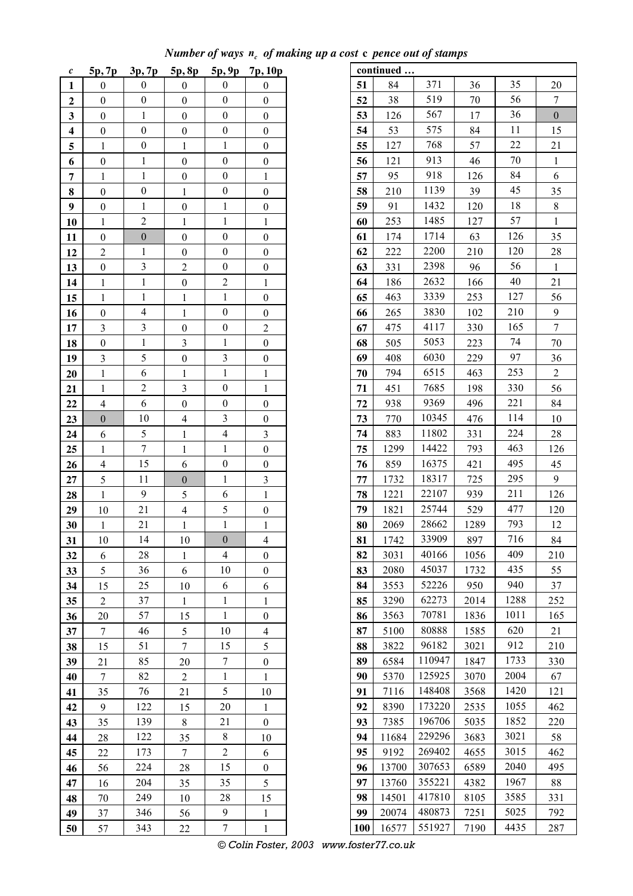*Number of ways $n_c$ of making up a cost* **c** *pence out of stamps*

| c | 5p, 7p | 3p, 7p | 5p, 8p | 5p, 9p | 7p, 10p |
|---|---|---|---|---|---|
| 1 | 0 | 0 | 0 | 0 | 0 |
| 2 | 0 | 0 | 0 | 0 | 0 |
| 3 | 0 | 1 | 0 | 0 | 0 |
| 4 | 0 | 0 | 0 | 0 | 0 |
| 5 | 1 | 0 | 1 | 1 | 0 |
| 6 | 0 | 1 | 0 | 0 | 0 |
| 7 | 1 | 1 | 0 | 0 | 1 |
| 8 | 0 | 0 | 1 | 0 | 0 |
| 9 | 0 | 1 | 0 | 1 | 0 |
| 10 | 1 | 2 | 1 | 1 | 1 |
| 11 | 0 | 0 | 0 | 0 | 0 |
| 12 | 2 | 1 | 0 | 0 | 0 |
| 13 | 0 | 3 | 2 | 0 | 0 |
| 14 | 1 | 1 | 0 | 2 | 1 |
| 15 | 1 | 1 | 1 | 1 | 0 |
| 16 | 0 | 4 | 1 | 0 | 0 |
| 17 | 3 | 3 | 0 | 0 | 2 |
| 18 | 0 | 1 | 3 | 1 | 0 |
| 19 | 3 | 5 | 0 | 3 | 0 |
| 20 | 1 | 6 | 1 | 1 | 1 |
| 21 | 1 | 2 | 3 | 0 | 1 |
| 22 | 4 | 6 | 0 | 0 | 0 |
| 23 | 0 | 10 | 4 | 3 | 0 |
| 24 | 6 | 5 | 1 | 4 | 3 |
| 25 | 1 | 7 | 1 | 1 | 0 |
| 26 | 4 | 15 | 6 | 0 | 0 |
| 27 | 5 | 11 | 0 | 1 | 3 |
| 28 | 1 | 9 | 5 | 6 | 1 |
| 29 | 10 | 21 | 4 | 5 | 0 |
| 30 | 1 | 21 | 1 | 1 | 1 |
| 31 | 10 | 14 | 10 | 0 | 4 |
| 32 | 6 | 28 | 1 | 4 | 0 |
| 33 | 5 | 36 | 6 | 10 | 0 |
| 34 | 15 | 25 | 10 | 6 | 6 |
| 35 | 2 | 37 | 1 | 1 | 1 |
| 36 | 20 | 57 | 15 | 1 | 0 |
| 37 | 7 | 46 | 5 | 10 | 4 |
| 38 | 15 | 51 | 7 | 15 | 5 |
| 39 | 21 | 85 | 20 | 7 | 0 |
| 40 | 7 | 82 | 2 | 1 | 1 |
| 41 | 35 | 76 | 21 | 5 | 10 |
| 42 | 9 | 122 | 15 | 20 | 1 |
| 43 | 35 | 139 | 8 | 21 | 0 |
| 44 | 28 | 122 | 35 | 8 | 10 |
| 45 | 22 | 173 | 7 | 2 | 6 |
| 46 | 56 | 224 | 28 | 15 | 0 |
| 47 | 16 | 204 | 35 | 35 | 5 |
| 48 | 70 | 249 | 10 | 28 | 15 |
| 49 | 37 | 346 | 56 | 9 | 1 |
| 50 | 57 | 343 | 22 | 7 | 1 |
| 51 | 84 | 371 | 36 | 35 | 20 |
| 52 | 38 | 519 | 70 | 56 | 7 |
| 53 | 126 | 567 | 17 | 36 | 0 |
| 54 | 53 | 575 | 84 | 11 | 15 |
| 55 | 127 | 768 | 57 | 22 | 21 |
| 56 | 121 | 913 | 46 | 70 | 1 |
| 57 | 95 | 918 | 126 | 84 | 6 |
| 58 | 210 | 1139 | 39 | 45 | 35 |
| 59 | 91 | 1432 | 120 | 18 | 8 |
| 60 | 253 | 1485 | 127 | 57 | 1 |
| 61 | 174 | 1714 | 63 | 126 | 35 |
| 62 | 222 | 2200 | 210 | 120 | 28 |
| 63 | 331 | 2398 | 96 | 56 | 1 |
| 64 | 186 | 2632 | 166 | 40 | 21 |
| 65 | 463 | 3339 | 253 | 127 | 56 |
| 66 | 265 | 3830 | 102 | 210 | 9 |
| 67 | 475 | 4117 | 330 | 165 | 7 |
| 68 | 505 | 5053 | 223 | 74 | 70 |
| 69 | 408 | 6030 | 229 | 97 | 36 |
| 70 | 794 | 6515 | 463 | 253 | 2 |
| 71 | 451 | 7685 | 198 | 330 | 56 |
| 72 | 938 | 9369 | 496 | 221 | 84 |
| 73 | 770 | 10345 | 476 | 114 | 10 |
| 74 | 883 | 11802 | 331 | 224 | 28 |
| 75 | 1299 | 14422 | 793 | 463 | 126 |
| 76 | 859 | 16375 | 421 | 495 | 45 |
| 77 | 1732 | 18317 | 725 | 295 | 9 |
| 78 | 1221 | 22107 | 939 | 211 | 126 |
| 79 | 1821 | 25744 | 529 | 477 | 120 |
| 80 | 2069 | 28662 | 1289 | 793 | 12 |
| 81 | 1742 | 33909 | 897 | 716 | 84 |
| 82 | 3031 | 40166 | 1056 | 409 | 210 |
| 83 | 2080 | 45037 | 1732 | 435 | 55 |
| 84 | 3553 | 52226 | 950 | 940 | 37 |
| 85 | 3290 | 62273 | 2014 | 1288 | 252 |
| 86 | 3563 | 70781 | 1836 | 1011 | 165 |
| 87 | 5100 | 80888 | 1585 | 620 | 21 |
| 88 | 3822 | 96182 | 3021 | 912 | 210 |
| 89 | 6584 | 110947 | 1847 | 1733 | 330 |
| 90 | 5370 | 125925 | 3070 | 2004 | 67 |
| 91 | 7116 | 148408 | 3568 | 1420 | 121 |
| 92 | 8390 | 173220 | 2535 | 1055 | 462 |
| 93 | 7385 | 196706 | 5035 | 1852 | 220 |
| 94 | 11684 | 229296 | 3683 | 3021 | 58 |
| 95 | 9192 | 269402 | 4655 | 3015 | 462 |
| 96 | 13700 | 307653 | 6589 | 2040 | 495 |
| 97 | 13760 | 355221 | 4382 | 1967 | 88 |
| 98 | 14501 | 417810 | 8105 | 3585 | 331 |
| 99 | 20074 | 480873 | 7251 | 5025 | 792 |
| 100 | 16577 | 551927 | 7190 | 4435 | 287 |

*© Colin Foster, 2003 www.foster77.co.uk*